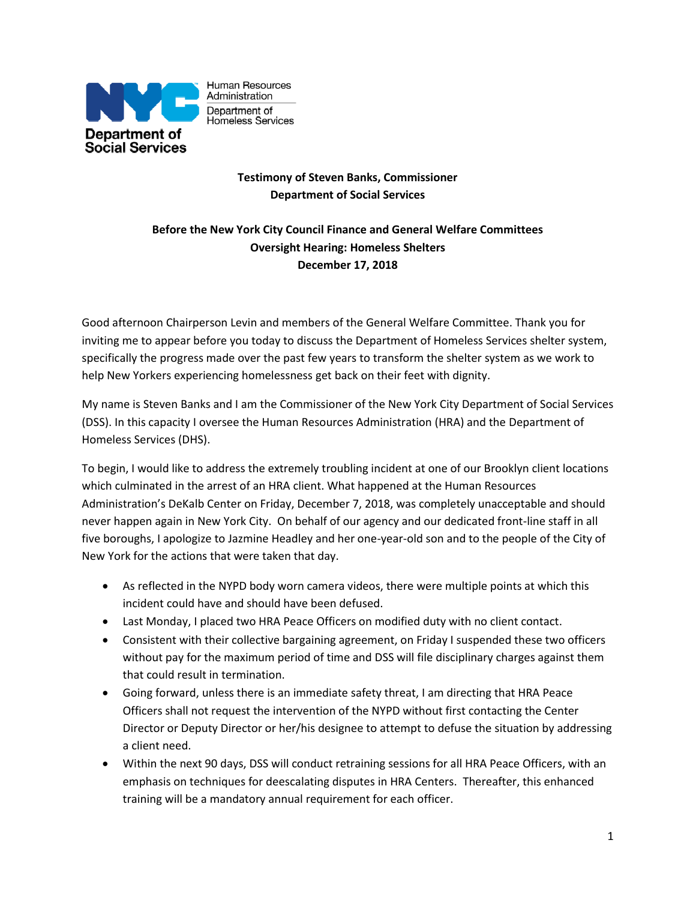Human Resources Administration

Department of Homeless Services

Department of Social Services

**Testimony of Steven Banks, Commissioner**
**Department of Social Services**

**Before the New York City Council Finance and General Welfare Committees**
**Oversight Hearing: Homeless Shelters**
**December 17, 2018**

Good afternoon Chairperson Levin and members of the General Welfare Committee. Thank you for inviting me to appear before you today to discuss the Department of Homeless Services shelter system, specifically the progress made over the past few years to transform the shelter system as we work to help New Yorkers experiencing homelessness get back on their feet with dignity.

My name is Steven Banks and I am the Commissioner of the New York City Department of Social Services (DSS). In this capacity I oversee the Human Resources Administration (HRA) and the Department of Homeless Services (DHS).

To begin, I would like to address the extremely troubling incident at one of our Brooklyn client locations which culminated in the arrest of an HRA client. What happened at the Human Resources Administration's DeKalb Center on Friday, December 7, 2018, was completely unacceptable and should never happen again in New York City. On behalf of our agency and our dedicated front-line staff in all five boroughs, I apologize to Jazmine Headley and her one-year-old son and to the people of the City of New York for the actions that were taken that day.

- As reflected in the NYPD body worn camera videos, there were multiple points at which this incident could have and should have been defused.
- Last Monday, I placed two HRA Peace Officers on modified duty with no client contact.
- Consistent with their collective bargaining agreement, on Friday I suspended these two officers without pay for the maximum period of time and DSS will file disciplinary charges against them that could result in termination.
- Going forward, unless there is an immediate safety threat, I am directing that HRA Peace Officers shall not request the intervention of the NYPD without first contacting the Center Director or Deputy Director or her/his designee to attempt to defuse the situation by addressing a client need.
- Within the next 90 days, DSS will conduct retraining sessions for all HRA Peace Officers, with an emphasis on techniques for deescalating disputes in HRA Centers. Thereafter, this enhanced training will be a mandatory annual requirement for each officer.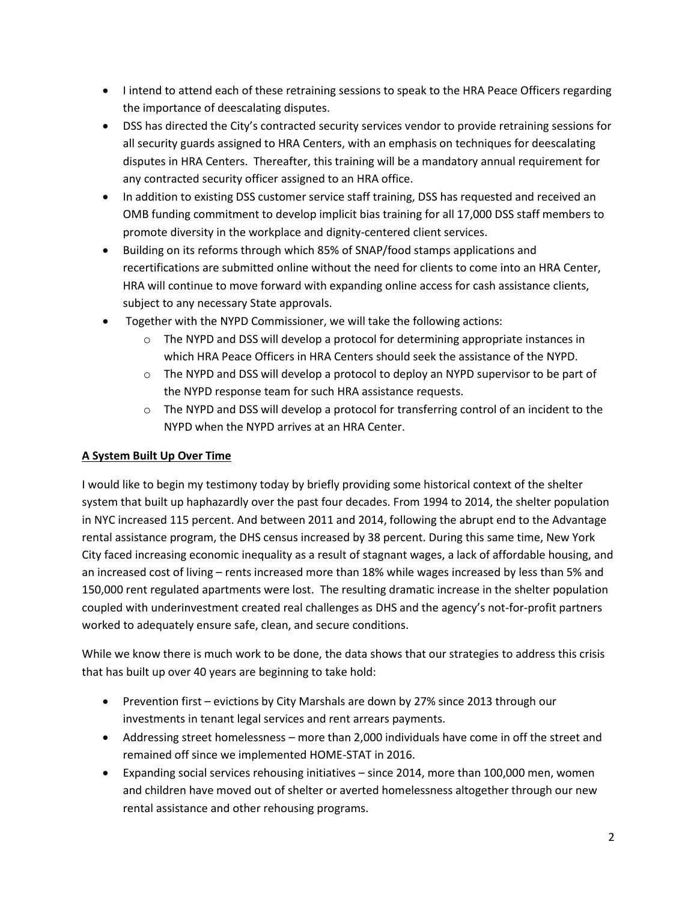- I intend to attend each of these retraining sessions to speak to the HRA Peace Officers regarding the importance of deescalating disputes.
- DSS has directed the City's contracted security services vendor to provide retraining sessions for all security guards assigned to HRA Centers, with an emphasis on techniques for deescalating disputes in HRA Centers. Thereafter, this training will be a mandatory annual requirement for any contracted security officer assigned to an HRA office.
- In addition to existing DSS customer service staff training, DSS has requested and received an OMB funding commitment to develop implicit bias training for all 17,000 DSS staff members to promote diversity in the workplace and dignity-centered client services.
- Building on its reforms through which 85% of SNAP/food stamps applications and recertifications are submitted online without the need for clients to come into an HRA Center, HRA will continue to move forward with expanding online access for cash assistance clients, subject to any necessary State approvals.
- Together with the NYPD Commissioner, we will take the following actions:
  - The NYPD and DSS will develop a protocol for determining appropriate instances in which HRA Peace Officers in HRA Centers should seek the assistance of the NYPD.
  - The NYPD and DSS will develop a protocol to deploy an NYPD supervisor to be part of the NYPD response team for such HRA assistance requests.
  - The NYPD and DSS will develop a protocol for transferring control of an incident to the NYPD when the NYPD arrives at an HRA Center.

**A System Built Up Over Time**

I would like to begin my testimony today by briefly providing some historical context of the shelter system that built up haphazardly over the past four decades. From 1994 to 2014, the shelter population in NYC increased 115 percent. And between 2011 and 2014, following the abrupt end to the Advantage rental assistance program, the DHS census increased by 38 percent. During this same time, New York City faced increasing economic inequality as a result of stagnant wages, a lack of affordable housing, and an increased cost of living – rents increased more than 18% while wages increased by less than 5% and 150,000 rent regulated apartments were lost. The resulting dramatic increase in the shelter population coupled with underinvestment created real challenges as DHS and the agency's not-for-profit partners worked to adequately ensure safe, clean, and secure conditions.

While we know there is much work to be done, the data shows that our strategies to address this crisis that has built up over 40 years are beginning to take hold:

- Prevention first – evictions by City Marshals are down by 27% since 2013 through our investments in tenant legal services and rent arrears payments.
- Addressing street homelessness – more than 2,000 individuals have come in off the street and remained off since we implemented HOME-STAT in 2016.
- Expanding social services rehousing initiatives – since 2014, more than 100,000 men, women and children have moved out of shelter or averted homelessness altogether through our new rental assistance and other rehousing programs.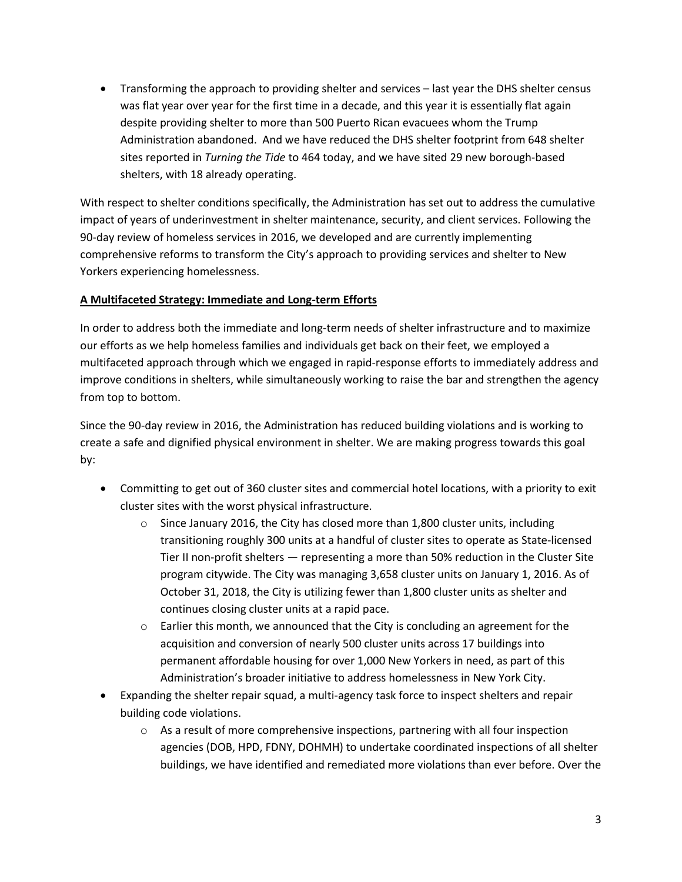- Transforming the approach to providing shelter and services – last year the DHS shelter census was flat year over year for the first time in a decade, and this year it is essentially flat again despite providing shelter to more than 500 Puerto Rican evacuees whom the Trump Administration abandoned. And we have reduced the DHS shelter footprint from 648 shelter sites reported in *Turning the Tide* to 464 today, and we have sited 29 new borough-based shelters, with 18 already operating.

With respect to shelter conditions specifically, the Administration has set out to address the cumulative impact of years of underinvestment in shelter maintenance, security, and client services. Following the 90-day review of homeless services in 2016, we developed and are currently implementing comprehensive reforms to transform the City's approach to providing services and shelter to New Yorkers experiencing homelessness.

**A Multifaceted Strategy: Immediate and Long-term Efforts**

In order to address both the immediate and long-term needs of shelter infrastructure and to maximize our efforts as we help homeless families and individuals get back on their feet, we employed a multifaceted approach through which we engaged in rapid-response efforts to immediately address and improve conditions in shelters, while simultaneously working to raise the bar and strengthen the agency from top to bottom.

Since the 90-day review in 2016, the Administration has reduced building violations and is working to create a safe and dignified physical environment in shelter. We are making progress towards this goal by:

- Committing to get out of 360 cluster sites and commercial hotel locations, with a priority to exit cluster sites with the worst physical infrastructure.
    - Since January 2016, the City has closed more than 1,800 cluster units, including transitioning roughly 300 units at a handful of cluster sites to operate as State-licensed Tier II non-profit shelters — representing a more than 50% reduction in the Cluster Site program citywide. The City was managing 3,658 cluster units on January 1, 2016. As of October 31, 2018, the City is utilizing fewer than 1,800 cluster units as shelter and continues closing cluster units at a rapid pace.
    - Earlier this month, we announced that the City is concluding an agreement for the acquisition and conversion of nearly 500 cluster units across 17 buildings into permanent affordable housing for over 1,000 New Yorkers in need, as part of this Administration's broader initiative to address homelessness in New York City.
- Expanding the shelter repair squad, a multi-agency task force to inspect shelters and repair building code violations.
    - As a result of more comprehensive inspections, partnering with all four inspection agencies (DOB, HPD, FDNY, DOHMH) to undertake coordinated inspections of all shelter buildings, we have identified and remediated more violations than ever before. Over the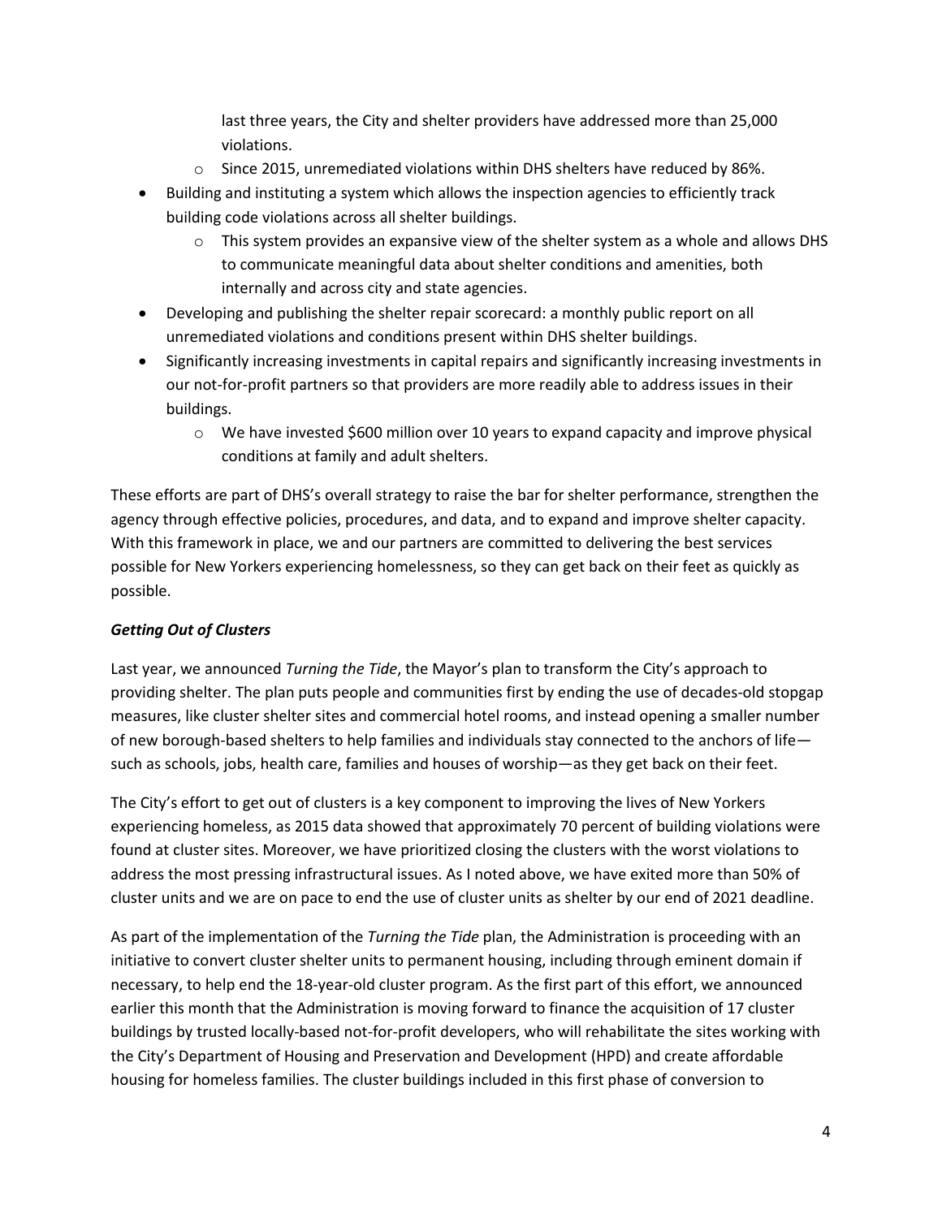last three years, the City and shelter providers have addressed more than 25,000 violations.

    - Since 2015, unremediated violations within DHS shelters have reduced by 86%.

- Building and instituting a system which allows the inspection agencies to efficiently track building code violations across all shelter buildings.
    - This system provides an expansive view of the shelter system as a whole and allows DHS to communicate meaningful data about shelter conditions and amenities, both internally and across city and state agencies.
- Developing and publishing the shelter repair scorecard: a monthly public report on all unremediated violations and conditions present within DHS shelter buildings.
- Significantly increasing investments in capital repairs and significantly increasing investments in our not-for-profit partners so that providers are more readily able to address issues in their buildings.
    - We have invested $600 million over 10 years to expand capacity and improve physical conditions at family and adult shelters.

These efforts are part of DHS's overall strategy to raise the bar for shelter performance, strengthen the agency through effective policies, procedures, and data, and to expand and improve shelter capacity. With this framework in place, we and our partners are committed to delivering the best services possible for New Yorkers experiencing homelessness, so they can get back on their feet as quickly as possible.

***Getting Out of Clusters***

Last year, we announced *Turning the Tide*, the Mayor's plan to transform the City's approach to providing shelter. The plan puts people and communities first by ending the use of decades-old stopgap measures, like cluster shelter sites and commercial hotel rooms, and instead opening a smaller number of new borough-based shelters to help families and individuals stay connected to the anchors of life—such as schools, jobs, health care, families and houses of worship—as they get back on their feet.

The City's effort to get out of clusters is a key component to improving the lives of New Yorkers experiencing homeless, as 2015 data showed that approximately 70 percent of building violations were found at cluster sites. Moreover, we have prioritized closing the clusters with the worst violations to address the most pressing infrastructural issues. As I noted above, we have exited more than 50% of cluster units and we are on pace to end the use of cluster units as shelter by our end of 2021 deadline.

As part of the implementation of the *Turning the Tide* plan, the Administration is proceeding with an initiative to convert cluster shelter units to permanent housing, including through eminent domain if necessary, to help end the 18-year-old cluster program. As the first part of this effort, we announced earlier this month that the Administration is moving forward to finance the acquisition of 17 cluster buildings by trusted locally-based not-for-profit developers, who will rehabilitate the sites working with the City's Department of Housing and Preservation and Development (HPD) and create affordable housing for homeless families. The cluster buildings included in this first phase of conversion to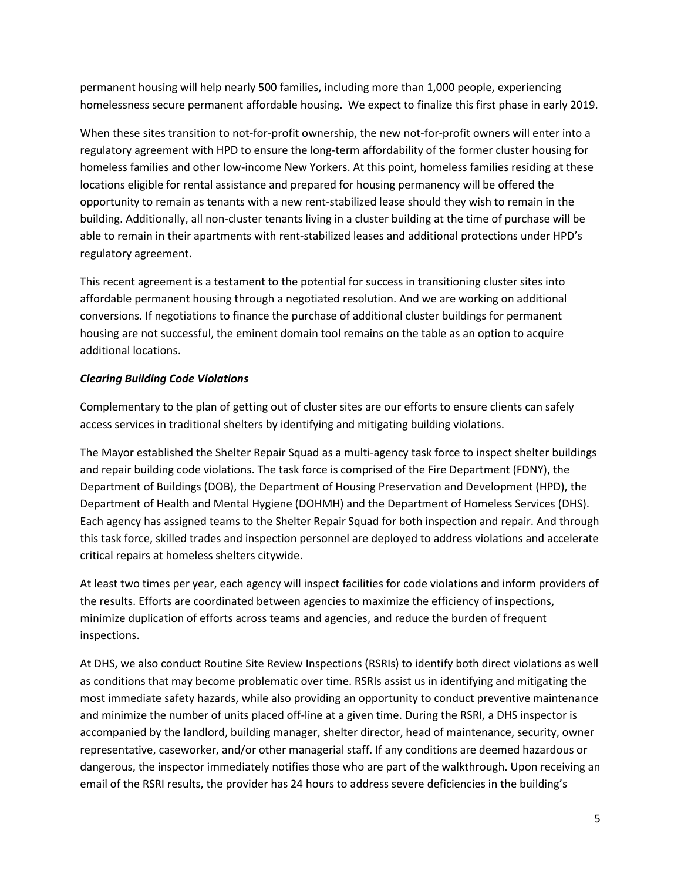permanent housing will help nearly 500 families, including more than 1,000 people, experiencing homelessness secure permanent affordable housing. We expect to finalize this first phase in early 2019.

When these sites transition to not-for-profit ownership, the new not-for-profit owners will enter into a regulatory agreement with HPD to ensure the long-term affordability of the former cluster housing for homeless families and other low-income New Yorkers. At this point, homeless families residing at these locations eligible for rental assistance and prepared for housing permanency will be offered the opportunity to remain as tenants with a new rent-stabilized lease should they wish to remain in the building. Additionally, all non-cluster tenants living in a cluster building at the time of purchase will be able to remain in their apartments with rent-stabilized leases and additional protections under HPD's regulatory agreement.

This recent agreement is a testament to the potential for success in transitioning cluster sites into affordable permanent housing through a negotiated resolution. And we are working on additional conversions. If negotiations to finance the purchase of additional cluster buildings for permanent housing are not successful, the eminent domain tool remains on the table as an option to acquire additional locations.

***Clearing Building Code Violations***

Complementary to the plan of getting out of cluster sites are our efforts to ensure clients can safely access services in traditional shelters by identifying and mitigating building violations.

The Mayor established the Shelter Repair Squad as a multi-agency task force to inspect shelter buildings and repair building code violations. The task force is comprised of the Fire Department (FDNY), the Department of Buildings (DOB), the Department of Housing Preservation and Development (HPD), the Department of Health and Mental Hygiene (DOHMH) and the Department of Homeless Services (DHS). Each agency has assigned teams to the Shelter Repair Squad for both inspection and repair. And through this task force, skilled trades and inspection personnel are deployed to address violations and accelerate critical repairs at homeless shelters citywide.

At least two times per year, each agency will inspect facilities for code violations and inform providers of the results. Efforts are coordinated between agencies to maximize the efficiency of inspections, minimize duplication of efforts across teams and agencies, and reduce the burden of frequent inspections.

At DHS, we also conduct Routine Site Review Inspections (RSRIs) to identify both direct violations as well as conditions that may become problematic over time. RSRIs assist us in identifying and mitigating the most immediate safety hazards, while also providing an opportunity to conduct preventive maintenance and minimize the number of units placed off-line at a given time. During the RSRI, a DHS inspector is accompanied by the landlord, building manager, shelter director, head of maintenance, security, owner representative, caseworker, and/or other managerial staff. If any conditions are deemed hazardous or dangerous, the inspector immediately notifies those who are part of the walkthrough. Upon receiving an email of the RSRI results, the provider has 24 hours to address severe deficiencies in the building's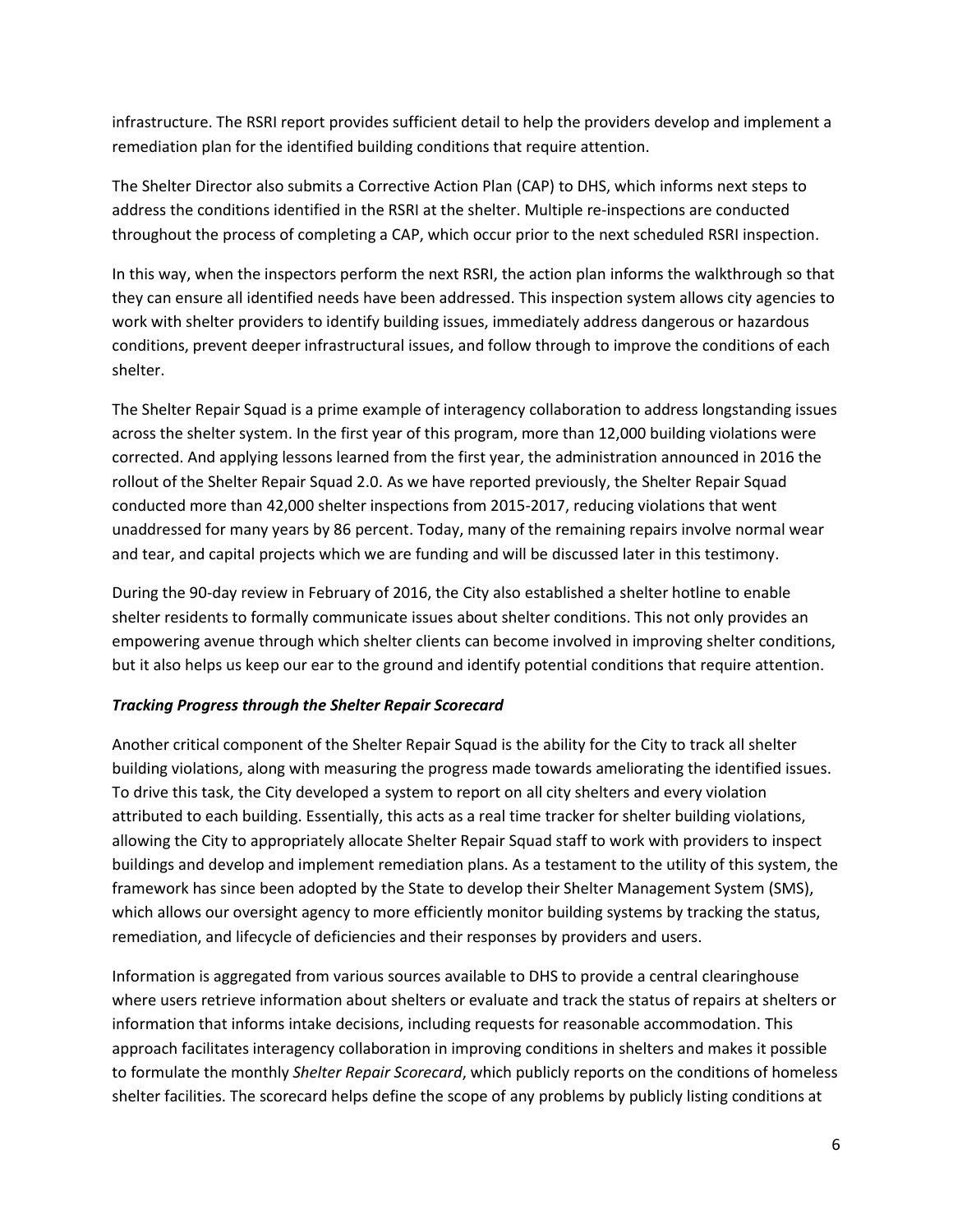infrastructure. The RSRI report provides sufficient detail to help the providers develop and implement a remediation plan for the identified building conditions that require attention.

The Shelter Director also submits a Corrective Action Plan (CAP) to DHS, which informs next steps to address the conditions identified in the RSRI at the shelter. Multiple re-inspections are conducted throughout the process of completing a CAP, which occur prior to the next scheduled RSRI inspection.

In this way, when the inspectors perform the next RSRI, the action plan informs the walkthrough so that they can ensure all identified needs have been addressed. This inspection system allows city agencies to work with shelter providers to identify building issues, immediately address dangerous or hazardous conditions, prevent deeper infrastructural issues, and follow through to improve the conditions of each shelter.

The Shelter Repair Squad is a prime example of interagency collaboration to address longstanding issues across the shelter system. In the first year of this program, more than 12,000 building violations were corrected. And applying lessons learned from the first year, the administration announced in 2016 the rollout of the Shelter Repair Squad 2.0. As we have reported previously, the Shelter Repair Squad conducted more than 42,000 shelter inspections from 2015-2017, reducing violations that went unaddressed for many years by 86 percent. Today, many of the remaining repairs involve normal wear and tear, and capital projects which we are funding and will be discussed later in this testimony.

During the 90-day review in February of 2016, the City also established a shelter hotline to enable shelter residents to formally communicate issues about shelter conditions. This not only provides an empowering avenue through which shelter clients can become involved in improving shelter conditions, but it also helps us keep our ear to the ground and identify potential conditions that require attention.

***Tracking Progress through the Shelter Repair Scorecard***

Another critical component of the Shelter Repair Squad is the ability for the City to track all shelter building violations, along with measuring the progress made towards ameliorating the identified issues. To drive this task, the City developed a system to report on all city shelters and every violation attributed to each building. Essentially, this acts as a real time tracker for shelter building violations, allowing the City to appropriately allocate Shelter Repair Squad staff to work with providers to inspect buildings and develop and implement remediation plans. As a testament to the utility of this system, the framework has since been adopted by the State to develop their Shelter Management System (SMS), which allows our oversight agency to more efficiently monitor building systems by tracking the status, remediation, and lifecycle of deficiencies and their responses by providers and users.

Information is aggregated from various sources available to DHS to provide a central clearinghouse where users retrieve information about shelters or evaluate and track the status of repairs at shelters or information that informs intake decisions, including requests for reasonable accommodation. This approach facilitates interagency collaboration in improving conditions in shelters and makes it possible to formulate the monthly *Shelter Repair Scorecard*, which publicly reports on the conditions of homeless shelter facilities. The scorecard helps define the scope of any problems by publicly listing conditions at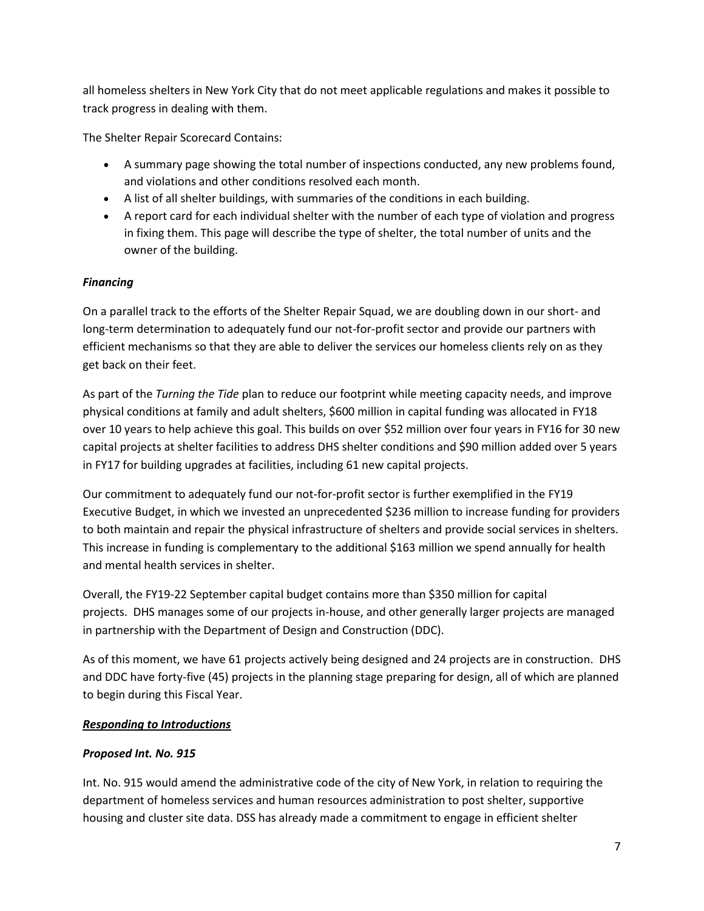all homeless shelters in New York City that do not meet applicable regulations and makes it possible to track progress in dealing with them.

The Shelter Repair Scorecard Contains:

- A summary page showing the total number of inspections conducted, any new problems found, and violations and other conditions resolved each month.
- A list of all shelter buildings, with summaries of the conditions in each building.
- A report card for each individual shelter with the number of each type of violation and progress in fixing them. This page will describe the type of shelter, the total number of units and the owner of the building.

***Financing***

On a parallel track to the efforts of the Shelter Repair Squad, we are doubling down in our short- and long-term determination to adequately fund our not-for-profit sector and provide our partners with efficient mechanisms so that they are able to deliver the services our homeless clients rely on as they get back on their feet.

As part of the *Turning the Tide* plan to reduce our footprint while meeting capacity needs, and improve physical conditions at family and adult shelters, $600 million in capital funding was allocated in FY18 over 10 years to help achieve this goal. This builds on over $52 million over four years in FY16 for 30 new capital projects at shelter facilities to address DHS shelter conditions and $90 million added over 5 years in FY17 for building upgrades at facilities, including 61 new capital projects.

Our commitment to adequately fund our not-for-profit sector is further exemplified in the FY19 Executive Budget, in which we invested an unprecedented $236 million to increase funding for providers to both maintain and repair the physical infrastructure of shelters and provide social services in shelters. This increase in funding is complementary to the additional $163 million we spend annually for health and mental health services in shelter.

Overall, the FY19-22 September capital budget contains more than $350 million for capital projects. DHS manages some of our projects in-house, and other generally larger projects are managed in partnership with the Department of Design and Construction (DDC).

As of this moment, we have 61 projects actively being designed and 24 projects are in construction. DHS and DDC have forty-five (45) projects in the planning stage preparing for design, all of which are planned to begin during this Fiscal Year.

***Responding to Introductions***

***Proposed Int. No. 915***

Int. No. 915 would amend the administrative code of the city of New York, in relation to requiring the department of homeless services and human resources administration to post shelter, supportive housing and cluster site data. DSS has already made a commitment to engage in efficient shelter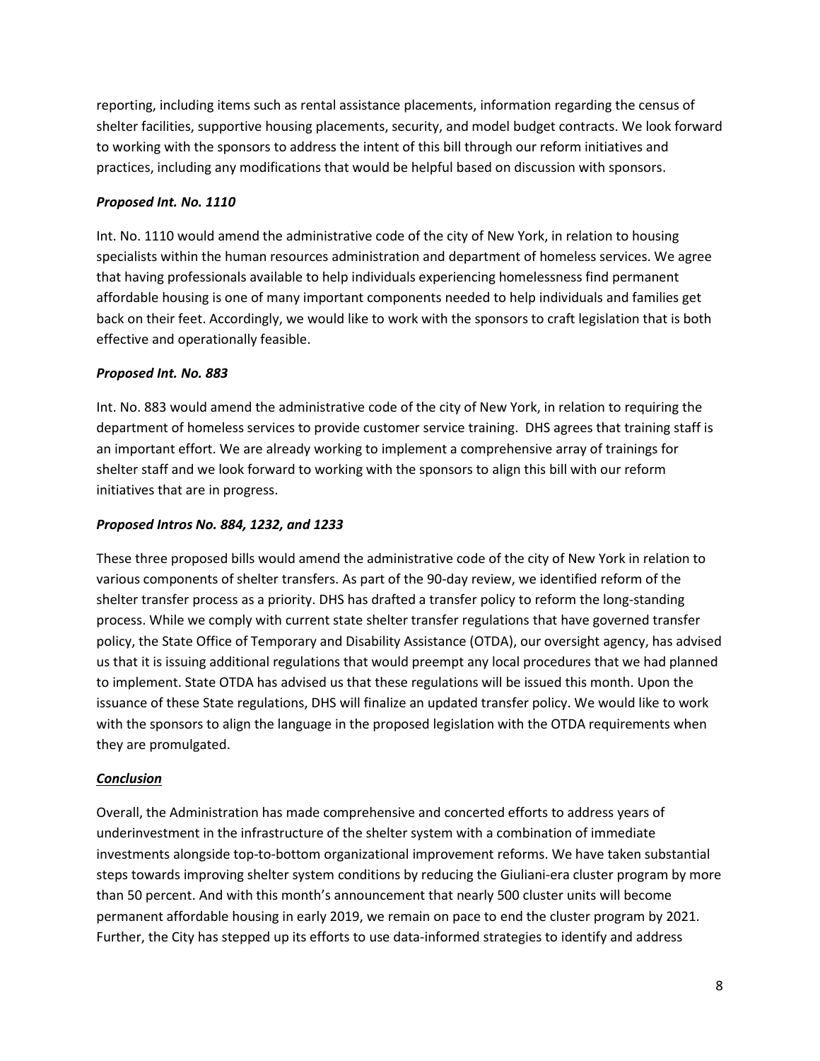reporting, including items such as rental assistance placements, information regarding the census of shelter facilities, supportive housing placements, security, and model budget contracts. We look forward to working with the sponsors to address the intent of this bill through our reform initiatives and practices, including any modifications that would be helpful based on discussion with sponsors.

### *Proposed Int. No. 1110*

Int. No. 1110 would amend the administrative code of the city of New York, in relation to housing specialists within the human resources administration and department of homeless services. We agree that having professionals available to help individuals experiencing homelessness find permanent affordable housing is one of many important components needed to help individuals and families get back on their feet. Accordingly, we would like to work with the sponsors to craft legislation that is both effective and operationally feasible.

### *Proposed Int. No. 883*

Int. No. 883 would amend the administrative code of the city of New York, in relation to requiring the department of homeless services to provide customer service training. DHS agrees that training staff is an important effort. We are already working to implement a comprehensive array of trainings for shelter staff and we look forward to working with the sponsors to align this bill with our reform initiatives that are in progress.

### *Proposed Intros No. 884, 1232, and 1233*

These three proposed bills would amend the administrative code of the city of New York in relation to various components of shelter transfers. As part of the 90-day review, we identified reform of the shelter transfer process as a priority. DHS has drafted a transfer policy to reform the long-standing process. While we comply with current state shelter transfer regulations that have governed transfer policy, the State Office of Temporary and Disability Assistance (OTDA), our oversight agency, has advised us that it is issuing additional regulations that would preempt any local procedures that we had planned to implement. State OTDA has advised us that these regulations will be issued this month. Upon the issuance of these State regulations, DHS will finalize an updated transfer policy. We would like to work with the sponsors to align the language in the proposed legislation with the OTDA requirements when they are promulgated.

### ***Conclusion***

Overall, the Administration has made comprehensive and concerted efforts to address years of underinvestment in the infrastructure of the shelter system with a combination of immediate investments alongside top-to-bottom organizational improvement reforms. We have taken substantial steps towards improving shelter system conditions by reducing the Giuliani-era cluster program by more than 50 percent. And with this month's announcement that nearly 500 cluster units will become permanent affordable housing in early 2019, we remain on pace to end the cluster program by 2021. Further, the City has stepped up its efforts to use data-informed strategies to identify and address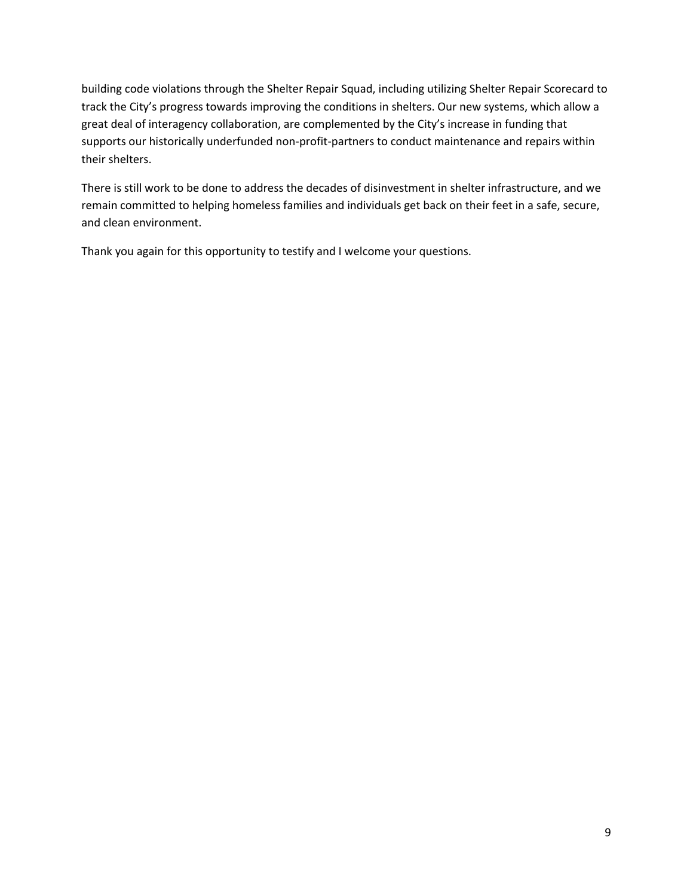building code violations through the Shelter Repair Squad, including utilizing Shelter Repair Scorecard to track the City's progress towards improving the conditions in shelters. Our new systems, which allow a great deal of interagency collaboration, are complemented by the City's increase in funding that supports our historically underfunded non-profit-partners to conduct maintenance and repairs within their shelters.

There is still work to be done to address the decades of disinvestment in shelter infrastructure, and we remain committed to helping homeless families and individuals get back on their feet in a safe, secure, and clean environment.

Thank you again for this opportunity to testify and I welcome your questions.